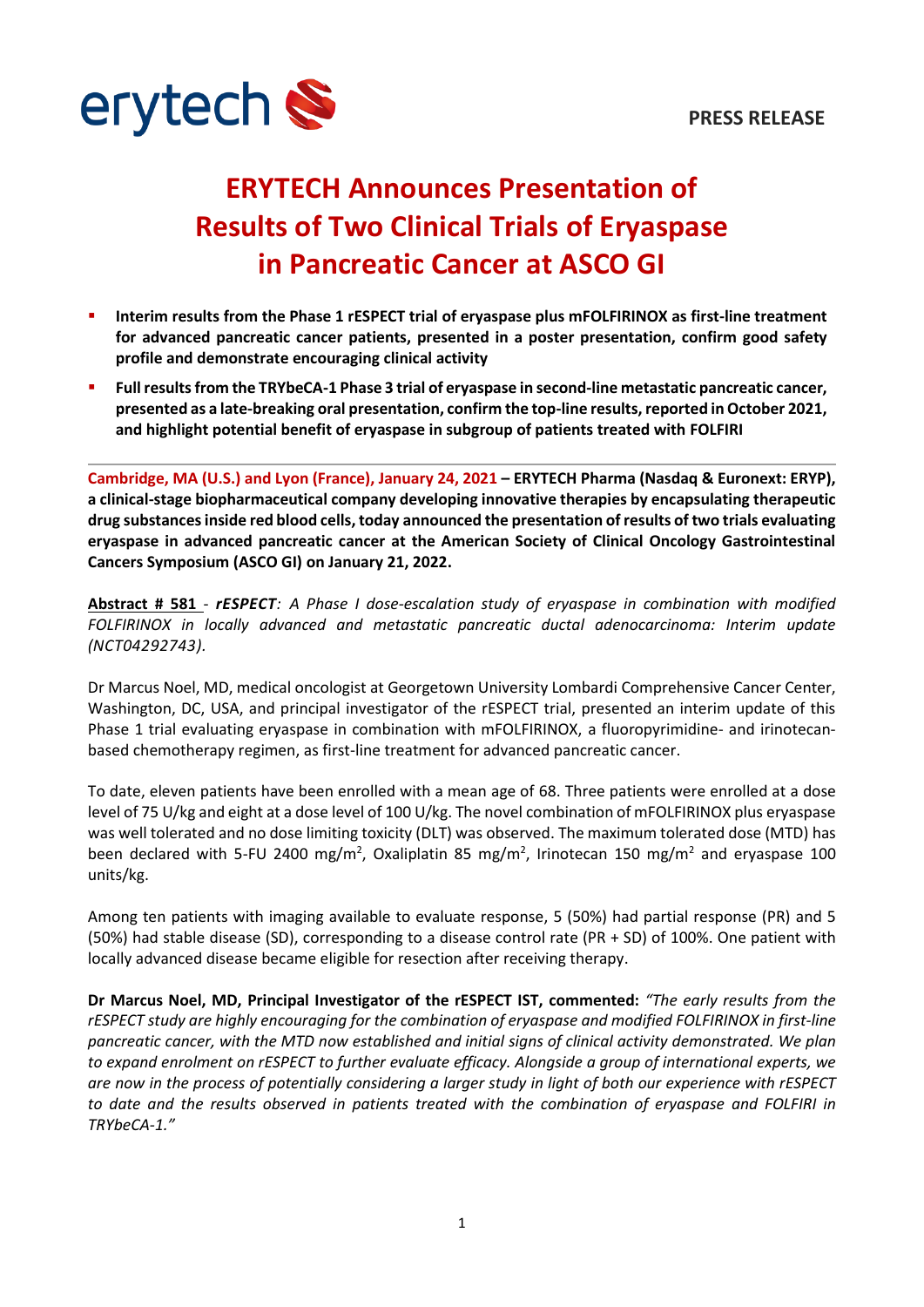erytech

PRESS RELEASE

# ERYTECH Announces Presentation of Results of Two Clinical Trials of Eryaspase in Pancreatic Cancer at ASCO GI

- **Interim results from the Phase 1 rESPECT trial of eryaspase plus mFOLFIRINOX as first-line treatment for advanced pancreatic cancer patients, presented in a poster presentation, confirm good safety profile and demonstrate encouraging clinical activity**
- **Full results from the TRYbeCA-1 Phase 3 trial of eryaspase in second-line metastatic pancreatic cancer, presented as a late-breaking oral presentation, confirm the top-line results, reported in October 2021, and highlight potential benefit of eryaspase in subgroup of patients treated with FOLFIRI**

---

**Cambridge, MA (U.S.) and Lyon (France), January 24, 2021 – ERYTECH Pharma (Nasdaq & Euronext: ERYP), a clinical-stage biopharmaceutical company developing innovative therapies by encapsulating therapeutic drug substances inside red blood cells, today announced the presentation of results of two trials evaluating eryaspase in advanced pancreatic cancer at the American Society of Clinical Oncology Gastrointestinal Cancers Symposium (ASCO GI) on January 21, 2022.**

**Abstract # 581** - ***rESPECT****: A Phase I dose-escalation study of eryaspase in combination with modified FOLFIRINOX in locally advanced and metastatic pancreatic ductal adenocarcinoma: Interim update (NCT04292743).*

Dr Marcus Noel, MD, medical oncologist at Georgetown University Lombardi Comprehensive Cancer Center, Washington, DC, USA, and principal investigator of the rESPECT trial, presented an interim update of this Phase 1 trial evaluating eryaspase in combination with mFOLFIRINOX, a fluoropyrimidine- and irinotecan-based chemotherapy regimen, as first-line treatment for advanced pancreatic cancer.

To date, eleven patients have been enrolled with a mean age of 68. Three patients were enrolled at a dose level of 75 U/kg and eight at a dose level of 100 U/kg. The novel combination of mFOLFIRINOX plus eryaspase was well tolerated and no dose limiting toxicity (DLT) was observed. The maximum tolerated dose (MTD) has been declared with 5-FU 2400 mg/m$^2$, Oxaliplatin 85 mg/m$^2$, Irinotecan 150 mg/m$^2$ and eryaspase 100 units/kg.

Among ten patients with imaging available to evaluate response, 5 (50%) had partial response (PR) and 5 (50%) had stable disease (SD), corresponding to a disease control rate (PR + SD) of 100%. One patient with locally advanced disease became eligible for resection after receiving therapy.

**Dr Marcus Noel, MD, Principal Investigator of the rESPECT IST, commented:** *"The early results from the rESPECT study are highly encouraging for the combination of eryaspase and modified FOLFIRINOX in first-line pancreatic cancer, with the MTD now established and initial signs of clinical activity demonstrated. We plan to expand enrolment on rESPECT to further evaluate efficacy. Alongside a group of international experts, we are now in the process of potentially considering a larger study in light of both our experience with rESPECT to date and the results observed in patients treated with the combination of eryaspase and FOLFIRI in TRYbeCA-1."*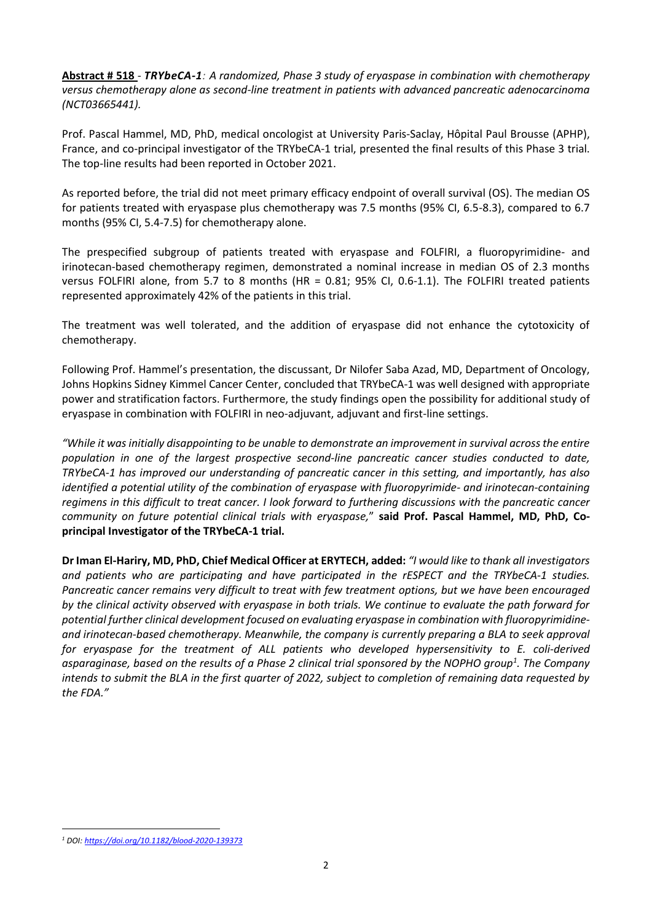**Abstract # 518** - ***TRYbeCA-1****: A randomized, Phase 3 study of eryaspase in combination with chemotherapy versus chemotherapy alone as second-line treatment in patients with advanced pancreatic adenocarcinoma (NCT03665441).*

Prof. Pascal Hammel, MD, PhD, medical oncologist at University Paris-Saclay, Hôpital Paul Brousse (APHP), France, and co-principal investigator of the TRYbeCA-1 trial, presented the final results of this Phase 3 trial. The top-line results had been reported in October 2021.

As reported before, the trial did not meet primary efficacy endpoint of overall survival (OS). The median OS for patients treated with eryaspase plus chemotherapy was 7.5 months (95% CI, 6.5-8.3), compared to 6.7 months (95% CI, 5.4-7.5) for chemotherapy alone.

The prespecified subgroup of patients treated with eryaspase and FOLFIRI, a fluoropyrimidine- and irinotecan-based chemotherapy regimen, demonstrated a nominal increase in median OS of 2.3 months versus FOLFIRI alone, from 5.7 to 8 months (HR = 0.81; 95% CI, 0.6-1.1). The FOLFIRI treated patients represented approximately 42% of the patients in this trial.

The treatment was well tolerated, and the addition of eryaspase did not enhance the cytotoxicity of chemotherapy.

Following Prof. Hammel's presentation, the discussant, Dr Nilofer Saba Azad, MD, Department of Oncology, Johns Hopkins Sidney Kimmel Cancer Center, concluded that TRYbeCA-1 was well designed with appropriate power and stratification factors. Furthermore, the study findings open the possibility for additional study of eryaspase in combination with FOLFIRI in neo-adjuvant, adjuvant and first-line settings.

*"While it was initially disappointing to be unable to demonstrate an improvement in survival across the entire population in one of the largest prospective second-line pancreatic cancer studies conducted to date, TRYbeCA-1 has improved our understanding of pancreatic cancer in this setting, and importantly, has also identified a potential utility of the combination of eryaspase with fluoropyrimide- and irinotecan-containing regimens in this difficult to treat cancer. I look forward to furthering discussions with the pancreatic cancer community on future potential clinical trials with eryaspase,"* **said Prof. Pascal Hammel, MD, PhD, Co-principal Investigator of the TRYbeCA-1 trial.**

**Dr Iman El-Hariry, MD, PhD, Chief Medical Officer at ERYTECH, added:** *"I would like to thank all investigators and patients who are participating and have participated in the rESPECT and the TRYbeCA-1 studies. Pancreatic cancer remains very difficult to treat with few treatment options, but we have been encouraged by the clinical activity observed with eryaspase in both trials. We continue to evaluate the path forward for potential further clinical development focused on evaluating eryaspase in combination with fluoropyrimidine- and irinotecan-based chemotherapy. Meanwhile, the company is currently preparing a BLA to seek approval for eryaspase for the treatment of ALL patients who developed hypersensitivity to E. coli-derived asparaginase, based on the results of a Phase 2 clinical trial sponsored by the NOPHO group[1]. The Company intends to submit the BLA in the first quarter of 2022, subject to completion of remaining data requested by the FDA."*

---

[1] *DOI: https://doi.org/10.1182/blood-2020-139373*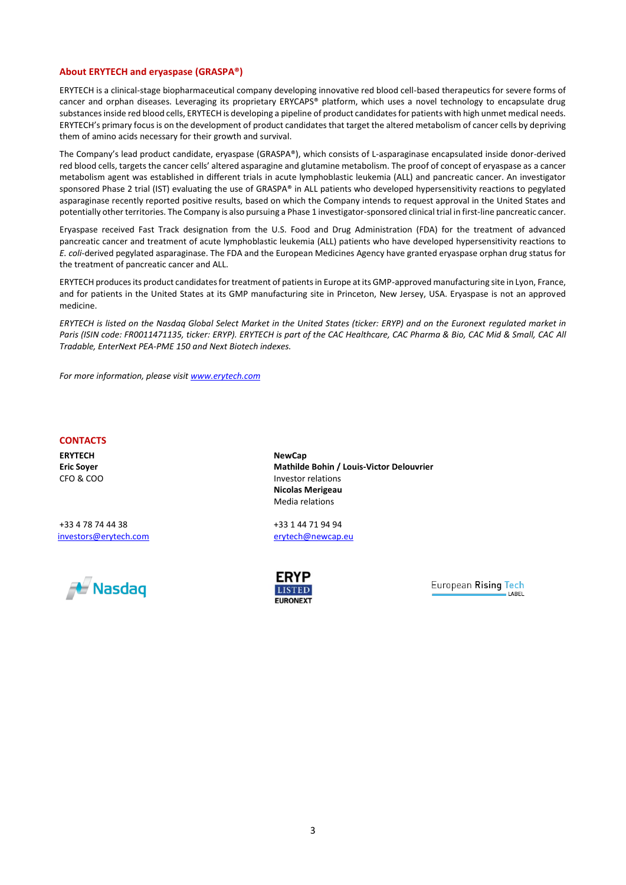## About ERYTECH and eryaspase (GRASPA®)

ERYTECH is a clinical-stage biopharmaceutical company developing innovative red blood cell-based therapeutics for severe forms of cancer and orphan diseases. Leveraging its proprietary ERYCAPS® platform, which uses a novel technology to encapsulate drug substances inside red blood cells, ERYTECH is developing a pipeline of product candidates for patients with high unmet medical needs. ERYTECH's primary focus is on the development of product candidates that target the altered metabolism of cancer cells by depriving them of amino acids necessary for their growth and survival.

The Company's lead product candidate, eryaspase (GRASPA®), which consists of L-asparaginase encapsulated inside donor-derived red blood cells, targets the cancer cells' altered asparagine and glutamine metabolism. The proof of concept of eryaspase as a cancer metabolism agent was established in different trials in acute lymphoblastic leukemia (ALL) and pancreatic cancer. An investigator sponsored Phase 2 trial (IST) evaluating the use of GRASPA® in ALL patients who developed hypersensitivity reactions to pegylated asparaginase recently reported positive results, based on which the Company intends to request approval in the United States and potentially other territories. The Company is also pursuing a Phase 1 investigator-sponsored clinical trial in first-line pancreatic cancer.

Eryaspase received Fast Track designation from the U.S. Food and Drug Administration (FDA) for the treatment of advanced pancreatic cancer and treatment of acute lymphoblastic leukemia (ALL) patients who have developed hypersensitivity reactions to *E. coli*-derived pegylated asparaginase. The FDA and the European Medicines Agency have granted eryaspase orphan drug status for the treatment of pancreatic cancer and ALL.

ERYTECH produces its product candidates for treatment of patients in Europe at its GMP-approved manufacturing site in Lyon, France, and for patients in the United States at its GMP manufacturing site in Princeton, New Jersey, USA. Eryaspase is not an approved medicine.

*ERYTECH is listed on the Nasdaq Global Select Market in the United States (ticker: ERYP) and on the Euronext regulated market in Paris (ISIN code: FR0011471135, ticker: ERYP). ERYTECH is part of the CAC Healthcare, CAC Pharma & Bio, CAC Mid & Small, CAC All Tradable, EnterNext PEA-PME 150 and Next Biotech indexes.*

*For more information, please visit [www.erytech.com](http://www.erytech.com)*

## CONTACTS

**ERYTECH**
**Eric Soyer**
CFO & COO

+33 4 78 74 44 38
[investors@erytech.com](mailto:investors@erytech.com)

**NewCap**
**Mathilde Bohin / Louis-Victor Delouvrier**
Investor relations
**Nicolas Merigeau**
Media relations

+33 1 44 71 94 94
[erytech@newcap.eu](mailto:erytech@newcap.eu)

Nasdaq

ERYP LISTED EURONEXT

European Rising Tech LABEL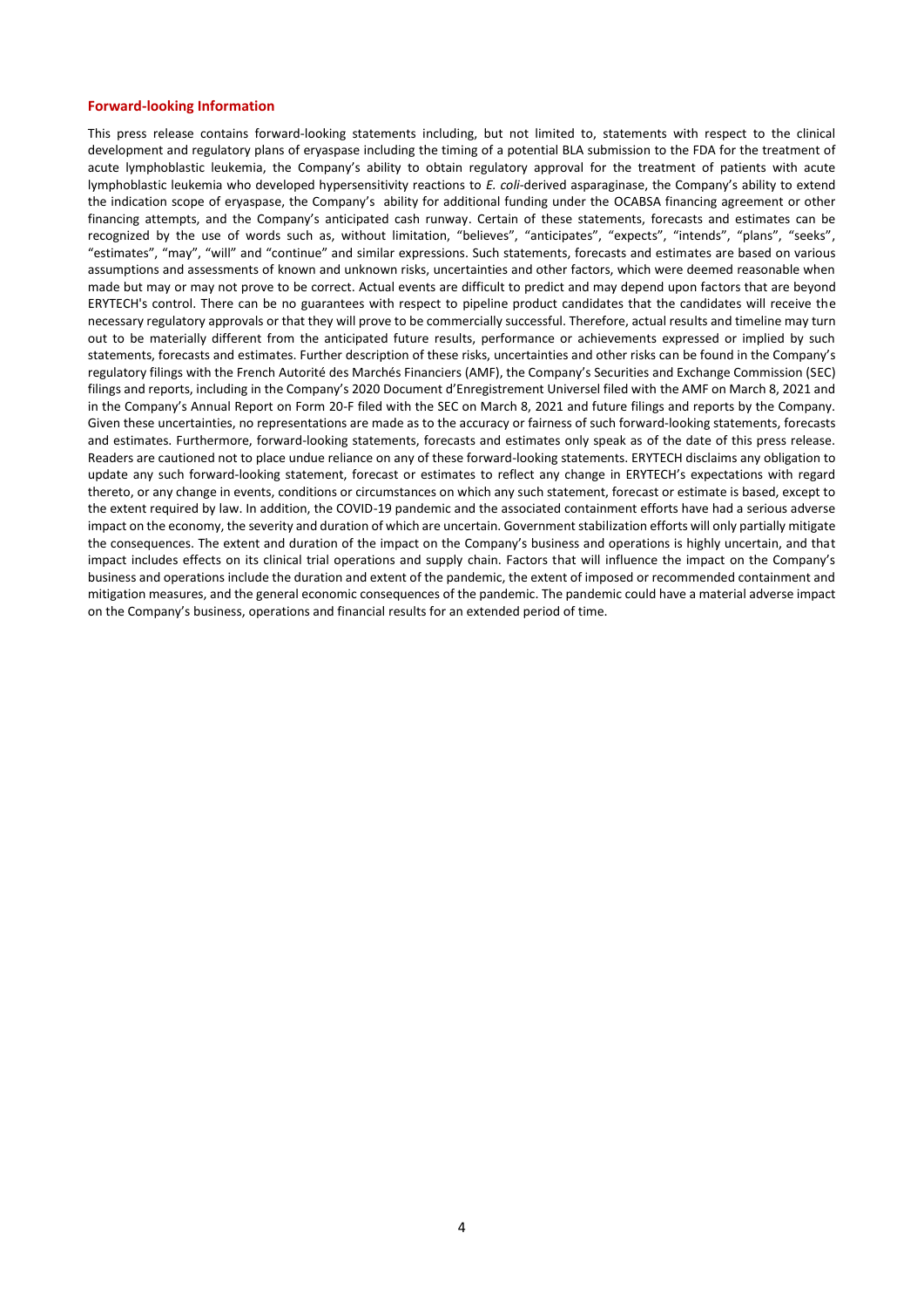**Forward-looking Information**

This press release contains forward-looking statements including, but not limited to, statements with respect to the clinical development and regulatory plans of eryaspase including the timing of a potential BLA submission to the FDA for the treatment of acute lymphoblastic leukemia, the Company's ability to obtain regulatory approval for the treatment of patients with acute lymphoblastic leukemia who developed hypersensitivity reactions to *E. coli*-derived asparaginase, the Company's ability to extend the indication scope of eryaspase, the Company's ability for additional funding under the OCABSA financing agreement or other financing attempts, and the Company's anticipated cash runway. Certain of these statements, forecasts and estimates can be recognized by the use of words such as, without limitation, "believes", "anticipates", "expects", "intends", "plans", "seeks", "estimates", "may", "will" and "continue" and similar expressions. Such statements, forecasts and estimates are based on various assumptions and assessments of known and unknown risks, uncertainties and other factors, which were deemed reasonable when made but may or may not prove to be correct. Actual events are difficult to predict and may depend upon factors that are beyond ERYTECH's control. There can be no guarantees with respect to pipeline product candidates that the candidates will receive the necessary regulatory approvals or that they will prove to be commercially successful. Therefore, actual results and timeline may turn out to be materially different from the anticipated future results, performance or achievements expressed or implied by such statements, forecasts and estimates. Further description of these risks, uncertainties and other risks can be found in the Company's regulatory filings with the French Autorité des Marchés Financiers (AMF), the Company's Securities and Exchange Commission (SEC) filings and reports, including in the Company's 2020 Document d'Enregistrement Universel filed with the AMF on March 8, 2021 and in the Company's Annual Report on Form 20-F filed with the SEC on March 8, 2021 and future filings and reports by the Company. Given these uncertainties, no representations are made as to the accuracy or fairness of such forward-looking statements, forecasts and estimates. Furthermore, forward-looking statements, forecasts and estimates only speak as of the date of this press release. Readers are cautioned not to place undue reliance on any of these forward-looking statements. ERYTECH disclaims any obligation to update any such forward-looking statement, forecast or estimates to reflect any change in ERYTECH's expectations with regard thereto, or any change in events, conditions or circumstances on which any such statement, forecast or estimate is based, except to the extent required by law. In addition, the COVID-19 pandemic and the associated containment efforts have had a serious adverse impact on the economy, the severity and duration of which are uncertain. Government stabilization efforts will only partially mitigate the consequences. The extent and duration of the impact on the Company's business and operations is highly uncertain, and that impact includes effects on its clinical trial operations and supply chain. Factors that will influence the impact on the Company's business and operations include the duration and extent of the pandemic, the extent of imposed or recommended containment and mitigation measures, and the general economic consequences of the pandemic. The pandemic could have a material adverse impact on the Company's business, operations and financial results for an extended period of time.